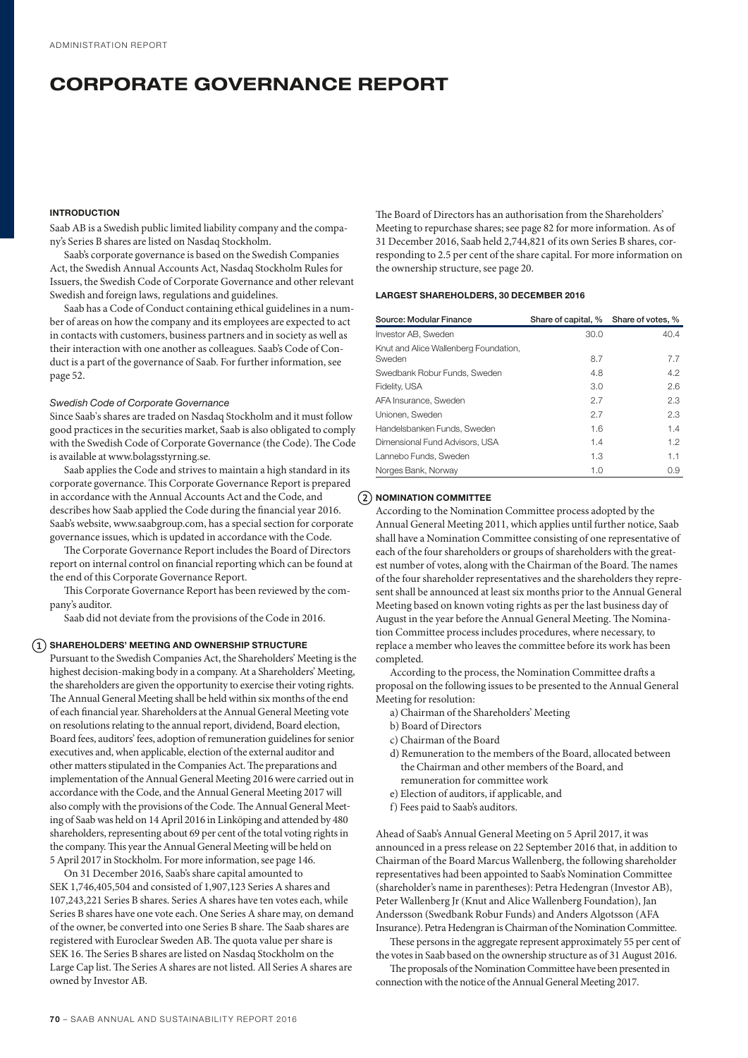# CORPORATE GOVERNANCE REPORT

### INTRODUCTION

Saab AB is a Swedish public limited liability company and the company's Series B shares are listed on Nasdaq Stockholm.

Saab's corporate governance is based on the Swedish Companies Act, the Swedish Annual Accounts Act, Nasdaq Stockholm Rules for Issuers, the Swedish Code of Corporate Governance and other relevant Swedish and foreign laws, regulations and guidelines.

Saab has a Code of Conduct containing ethical guidelines in a number of areas on how the company and its employees are expected to act in contacts with customers, business partners and in society as well as their interaction with one another as colleagues. Saab's Code of Conduct is a part of the governance of Saab. For further information, see page 52.

*Swedish Code of Corporate Governance*

Since Saab's shares are traded on Nasdaq Stockholm and it must follow good practices in the securities market, Saab is also obligated to comply with the Swedish Code of Corporate Governance (the Code). The Code is available at www.bolagsstyrning.se.

Saab applies the Code and strives to maintain a high standard in its corporate governance. This Corporate Governance Report is prepared in accordance with the Annual Accounts Act and the Code, and describes how Saab applied the Code during the financial year 2016. Saab's website, www.saabgroup.com, has a special section for corporate governance issues, which is updated in accordance with the Code.

The Corporate Governance Report includes the Board of Directors report on internal control on financial reporting which can be found at the end of this Corporate Governance Report.

This Corporate Governance Report has been reviewed by the company's auditor.

Saab did not deviate from the provisions of the Code in 2016.

### 1 SHAREHOLDERS' MEETING AND OWNERSHIP STRUCTURE

Pursuant to the Swedish Companies Act, the Shareholders' Meeting is the highest decision-making body in a company. At a Shareholders' Meeting, the shareholders are given the opportunity to exercise their voting rights. The Annual General Meeting shall be held within six months of the end of each financial year. Shareholders at the Annual General Meeting vote on resolutions relating to the annual report, dividend, Board election, Board fees, auditors' fees, adoption of remuneration guidelines for senior executives and, when applicable, election of the external auditor and other matters stipulated in the Companies Act. The preparations and implementation of the Annual General Meeting 2016 were carried out in accordance with the Code, and the Annual General Meeting 2017 will also comply with the provisions of the Code. The Annual General Meeting of Saab was held on 14 April 2016 in Linköping and attended by 480 shareholders, representing about 69 per cent of the total voting rights in the company. This year the Annual General Meeting will be held on 5 April 2017 in Stockholm. For more information, see page 146.

On 31 December 2016, Saab's share capital amounted to SEK 1,746,405,504 and consisted of 1,907,123 Series A shares and 107,243,221 Series B shares. Series A shares have ten votes each, while Series B shares have one vote each. One Series A share may, on demand of the owner, be converted into one Series B share. The Saab shares are registered with Euroclear Sweden AB. The quota value per share is SEK 16. The Series B shares are listed on Nasdaq Stockholm on the Large Cap list. The Series A shares are not listed. All Series A shares are owned by Investor AB.

The Board of Directors has an authorisation from the Shareholders' Meeting to repurchase shares; see page 82 for more information. As of 31 December 2016, Saab held 2,744,821 of its own Series B shares, corresponding to 2.5 per cent of the share capital. For more information on the ownership structure, see page 20.

#### LARGEST SHAREHOLDERS, 30 DECEMBER 2016

| Source: Modular Finance | Share of capital, % | Share of votes, % |
|---|---|---|
| Investor AB, Sweden | 30.0 | 40.4 |
| Knut and Alice Wallenberg Foundation, Sweden | 8.7 | 7.7 |
| Swedbank Robur Funds, Sweden | 4.8 | 4.2 |
| Fidelity, USA | 3.0 | 2.6 |
| AFA Insurance, Sweden | 2.7 | 2.3 |
| Unionen, Sweden | 2.7 | 2.3 |
| Handelsbanken Funds, Sweden | 1.6 | 1.4 |
| Dimensional Fund Advisors, USA | 1.4 | 1.2 |
| Lannebo Funds, Sweden | 1.3 | 1.1 |
| Norges Bank, Norway | 1.0 | 0.9 |

### 2 NOMINATION COMMITTEE

According to the Nomination Committee process adopted by the Annual General Meeting 2011, which applies until further notice, Saab shall have a Nomination Committee consisting of one representative of each of the four shareholders or groups of shareholders with the greatest number of votes, along with the Chairman of the Board. The names of the four shareholder representatives and the shareholders they represent shall be announced at least six months prior to the Annual General Meeting based on known voting rights as per the last business day of August in the year before the Annual General Meeting. The Nomination Committee process includes procedures, where necessary, to replace a member who leaves the committee before its work has been completed.

According to the process, the Nomination Committee drafts a proposal on the following issues to be presented to the Annual General Meeting for resolution:

a) Chairman of the Shareholders' Meeting
b) Board of Directors
c) Chairman of the Board
d) Remuneration to the members of the Board, allocated between the Chairman and other members of the Board, and remuneration for committee work
e) Election of auditors, if applicable, and
f) Fees paid to Saab's auditors.

Ahead of Saab's Annual General Meeting on 5 April 2017, it was announced in a press release on 22 September 2016 that, in addition to Chairman of the Board Marcus Wallenberg, the following shareholder representatives had been appointed to Saab's Nomination Committee (shareholder's name in parentheses): Petra Hedengran (Investor AB), Peter Wallenberg Jr (Knut and Alice Wallenberg Foundation), Jan Andersson (Swedbank Robur Funds) and Anders Algotsson (AFA Insurance). Petra Hedengran is Chairman of the Nomination Committee.

These persons in the aggregate represent approximately 55 per cent of the votes in Saab based on the ownership structure as of 31 August 2016.

The proposals of the Nomination Committee have been presented in connection with the notice of the Annual General Meeting 2017.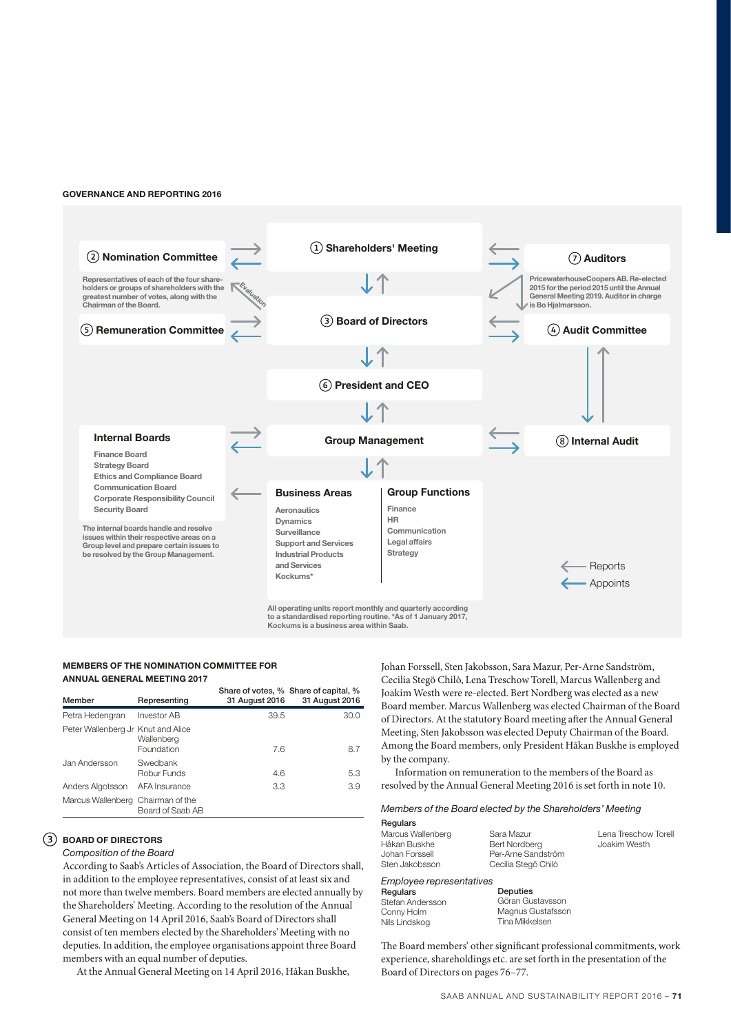**GOVERNANCE AND REPORTING 2016**

① **Shareholders' Meeting**

② **Nomination Committee**

Representatives of each of the four shareholders or groups of shareholders with the greatest number of votes, along with the Chairman of the Board.

Evaluation

③ **Board of Directors**

④ **Audit Committee**

⑤ **Remuneration Committee**

⑥ **President and CEO**

⑦ **Auditors**

PricewaterhouseCoopers AB. Re-elected 2015 for the period 2015 until the Annual General Meeting 2019. Auditor in charge is Bo Hjalmarsson.

⑧ **Internal Audit**

**Group Management**

**Internal Boards**

- Finance Board
- Strategy Board
- Ethics and Compliance Board
- Communication Board
- Corporate Responsibility Council
- Security Board

The internal boards handle and resolve issues within their respective areas on a Group level and prepare certain issues to be resolved by the Group Management.

**Business Areas**

- Aeronautics
- Dynamics
- Surveillance
- Support and Services
- Industrial Products and Services
- Kockums*

**Group Functions**

- Finance
- HR
- Communication
- Legal affairs
- Strategy

All operating units report monthly and quarterly according to a standardised reporting routine. *As of 1 January 2017, Kockums is a business area within Saab.

← Reports
← Appoints

**MEMBERS OF THE NOMINATION COMMITTEE FOR ANNUAL GENERAL MEETING 2017**

| Member | Representing | Share of votes, % 31 August 2016 | Share of capital, % 31 August 2016 |
|---|---|---|---|
| Petra Hedengran | Investor AB | 39.5 | 30.0 |
| Peter Wallenberg Jr | Knut and Alice Wallenberg Foundation | 7.6 | 8.7 |
| Jan Andersson | Swedbank Robur Funds | 4.6 | 5.3 |
| Anders Algotsson | AFA Insurance | 3.3 | 3.9 |
| Marcus Wallenberg | Chairman of the Board of Saab AB | | |

## ③ BOARD OF DIRECTORS

*Composition of the Board*

According to Saab's Articles of Association, the Board of Directors shall, in addition to the employee representatives, consist of at least six and not more than twelve members. Board members are elected annually by the Shareholders' Meeting. According to the resolution of the Annual General Meeting on 14 April 2016, Saab's Board of Directors shall consist of ten members elected by the Shareholders' Meeting with no deputies. In addition, the employee organisations appoint three Board members with an equal number of deputies.

At the Annual General Meeting on 14 April 2016, Håkan Buskhe, Johan Forssell, Sten Jakobsson, Sara Mazur, Per-Arne Sandström, Cecilia Stegö Chilò, Lena Treschow Torell, Marcus Wallenberg and Joakim Westh were re-elected. Bert Nordberg was elected as a new Board member. Marcus Wallenberg was elected Chairman of the Board of Directors. At the statutory Board meeting after the Annual General Meeting, Sten Jakobsson was elected Deputy Chairman of the Board. Among the Board members, only President Håkan Buskhe is employed by the company.

Information on remuneration to the members of the Board as resolved by the Annual General Meeting 2016 is set forth in note 10.

*Members of the Board elected by the Shareholders' Meeting*

Regulars

- Marcus Wallenberg
- Håkan Buskhe
- Johan Forssell
- Sten Jakobsson
- Sara Mazur
- Bert Nordberg
- Per-Arne Sandström
- Cecilia Stegö Chilò
- Lena Treschow Torell
- Joakim Westh

*Employee representatives*

| Regulars | Deputies |
|---|---|
| Stefan Andersson | Göran Gustavsson |
| Conny Holm | Magnus Gustafsson |
| Nils Lindskog | Tina Mikkelsen |

The Board members' other significant professional commitments, work experience, shareholdings etc. are set forth in the presentation of the Board of Directors on pages 76–77.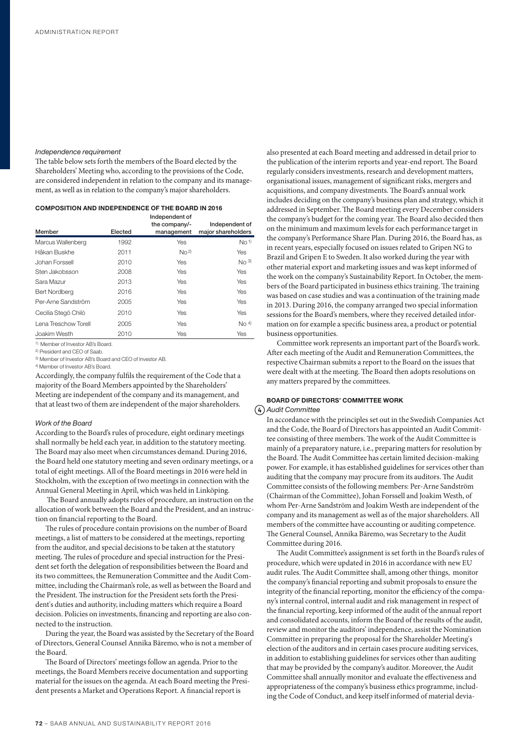*Independence requirement*

The table below sets forth the members of the Board elected by the Shareholders' Meeting who, according to the provisions of the Code, are considered independent in relation to the company and its management, as well as in relation to the company's major shareholders.

**COMPOSITION AND INDEPENDENCE OF THE BOARD IN 2016**

| Member | Elected | Independent of the company/-management | Independent of major shareholders |
|---|---|---|---|
| Marcus Wallenberg | 1992 | Yes | No [1] |
| Håkan Buskhe | 2011 | No [2] | Yes |
| Johan Forssell | 2010 | Yes | No [3] |
| Sten Jakobsson | 2008 | Yes | Yes |
| Sara Mazur | 2013 | Yes | Yes |
| Bert Nordberg | 2016 | Yes | Yes |
| Per-Arne Sandström | 2005 | Yes | Yes |
| Cecilia Stegö Chilò | 2010 | Yes | Yes |
| Lena Treschow Torell | 2005 | Yes | No [4] |
| Joakim Westh | 2010 | Yes | Yes |

1) Member of Investor AB's Board.
2) President and CEO of Saab.
3) Member of Investor AB's Board and CEO of Investor AB.
4) Member of Investor AB's Board.

Accordingly, the company fulfils the requirement of the Code that a majority of the Board Members appointed by the Shareholders' Meeting are independent of the company and its management, and that at least two of them are independent of the major shareholders.

*Work of the Board*

According to the Board's rules of procedure, eight ordinary meetings shall normally be held each year, in addition to the statutory meeting. The Board may also meet when circumstances demand. During 2016, the Board held one statutory meeting and seven ordinary meetings, or a total of eight meetings. All of the Board meetings in 2016 were held in Stockholm, with the exception of two meetings in connection with the Annual General Meeting in April, which was held in Linköping.

The Board annually adopts rules of procedure, an instruction on the allocation of work between the Board and the President, and an instruction on financial reporting to the Board.

The rules of procedure contain provisions on the number of Board meetings, a list of matters to be considered at the meetings, reporting from the auditor, and special decisions to be taken at the statutory meeting. The rules of procedure and special instruction for the President set forth the delegation of responsibilities between the Board and its two committees, the Remuneration Committee and the Audit Committee, including the Chairman's role, as well as between the Board and the President. The instruction for the President sets forth the President's duties and authority, including matters which require a Board decision. Policies on investments, financing and reporting are also connected to the instruction.

During the year, the Board was assisted by the Secretary of the Board of Directors, General Counsel Annika Bäremo, who is not a member of the Board.

The Board of Directors' meetings follow an agenda. Prior to the meetings, the Board Members receive documentation and supporting material for the issues on the agenda. At each Board meeting the President presents a Market and Operations Report. A financial report is also presented at each Board meeting and addressed in detail prior to the publication of the interim reports and year-end report. The Board regularly considers investments, research and development matters, organisational issues, management of significant risks, mergers and acquisitions, and company divestments. The Board's annual work includes deciding on the company's business plan and strategy, which it addressed in September. The Board meeting every December considers the company's budget for the coming year. The Board also decided then on the minimum and maximum levels for each performance target in the company's Performance Share Plan. During 2016, the Board has, as in recent years, especially focused on issues related to Gripen NG to Brazil and Gripen E to Sweden. It also worked during the year with other material export and marketing issues and was kept informed of the work on the company's Sustainability Report. In October, the members of the Board participated in business ethics training. The training was based on case studies and was a continuation of the training made in 2013. During 2016, the company arranged two special information sessions for the Board's members, where they received detailed information on for example a specific business area, a product or potential business opportunities.

Committee work represents an important part of the Board's work. After each meeting of the Audit and Remuneration Committees, the respective Chairman submits a report to the Board on the issues that were dealt with at the meeting. The Board then adopts resolutions on any matters prepared by the committees.

**BOARD OF DIRECTORS' COMMITTEE WORK**

(4) *Audit Committee*

In accordance with the principles set out in the Swedish Companies Act and the Code, the Board of Directors has appointed an Audit Committee consisting of three members. The work of the Audit Committee is mainly of a preparatory nature, i.e., preparing matters for resolution by the Board. The Audit Committee has certain limited decision-making power. For example, it has established guidelines for services other than auditing that the company may procure from its auditors. The Audit Committee consists of the following members: Per-Arne Sandström (Chairman of the Committee), Johan Forssell and Joakim Westh, of whom Per-Arne Sandström and Joakim Westh are independent of the company and its management as well as of the major shareholders. All members of the committee have accounting or auditing competence. The General Counsel, Annika Bäremo, was Secretary to the Audit Committee during 2016.

The Audit Committee's assignment is set forth in the Board's rules of procedure, which were updated in 2016 in accordance with new EU audit rules. The Audit Committee shall, among other things, monitor the company's financial reporting and submit proposals to ensure the integrity of the financial reporting, monitor the efficiency of the company's internal control, internal audit and risk management in respect of the financial reporting, keep informed of the audit of the annual report and consolidated accounts, inform the Board of the results of the audit, review and monitor the auditors' independence, assist the Nomination Committee in preparing the proposal for the Shareholder Meeting's election of the auditors and in certain cases procure auditing services, in addition to establishing guidelines for services other than auditing that may be provided by the company's auditor. Moreover, the Audit Committee shall annually monitor and evaluate the effectiveness and appropriateness of the company's business ethics programme, including the Code of Conduct, and keep itself informed of material devia-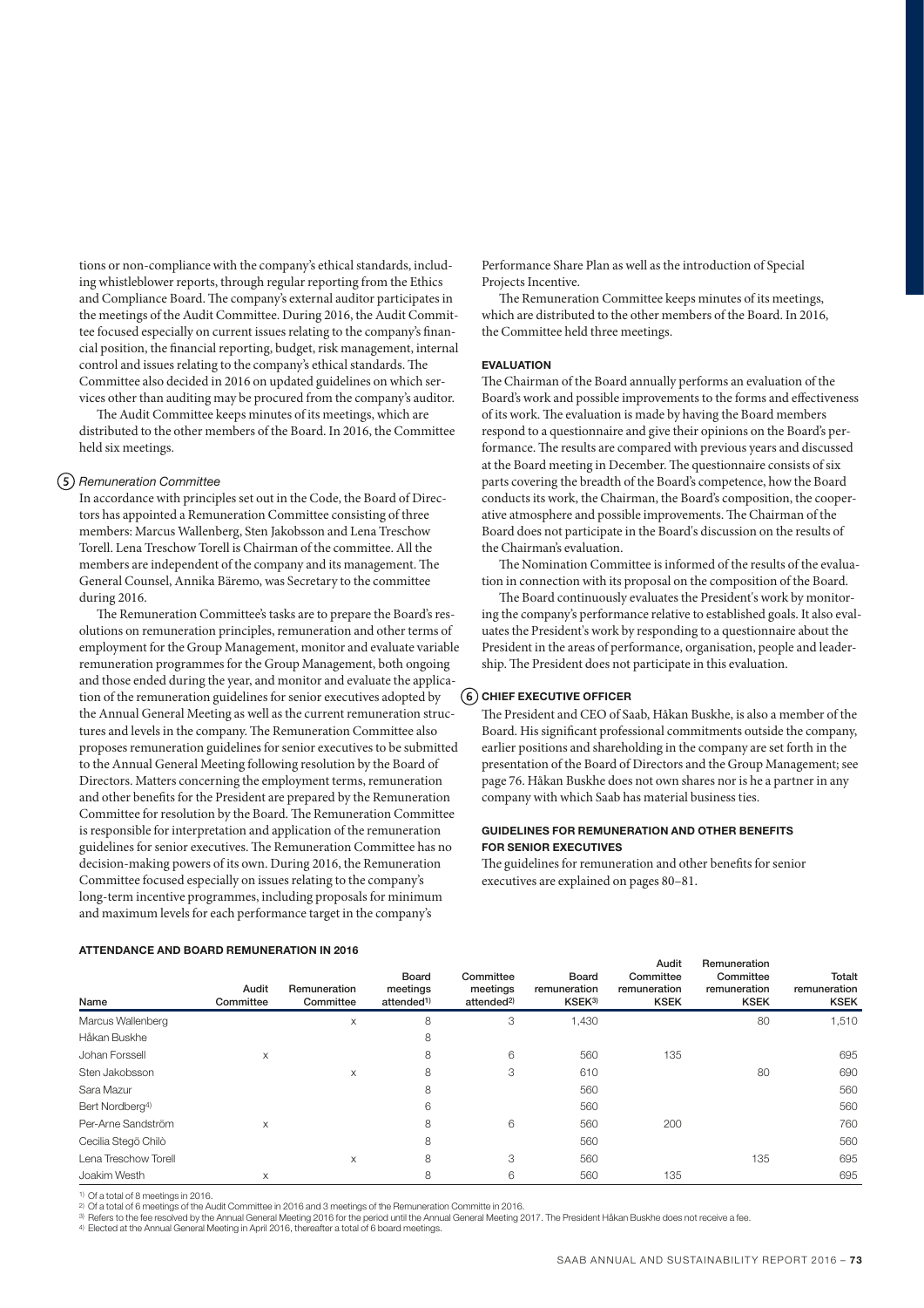tions or non-compliance with the company's ethical standards, including whistleblower reports, through regular reporting from the Ethics and Compliance Board. The company's external auditor participates in the meetings of the Audit Committee. During 2016, the Audit Committee focused especially on current issues relating to the company's financial position, the financial reporting, budget, risk management, internal control and issues relating to the company's ethical standards. The Committee also decided in 2016 on updated guidelines on which services other than auditing may be procured from the company's auditor.

The Audit Committee keeps minutes of its meetings, which are distributed to the other members of the Board. In 2016, the Committee held six meetings.

### 5 *Remuneration Committee*

In accordance with principles set out in the Code, the Board of Directors has appointed a Remuneration Committee consisting of three members: Marcus Wallenberg, Sten Jakobsson and Lena Treschow Torell. Lena Treschow Torell is Chairman of the committee. All the members are independent of the company and its management. The General Counsel, Annika Bäremo, was Secretary to the committee during 2016.

The Remuneration Committee's tasks are to prepare the Board's resolutions on remuneration principles, remuneration and other terms of employment for the Group Management, monitor and evaluate variable remuneration programmes for the Group Management, both ongoing and those ended during the year, and monitor and evaluate the application of the remuneration guidelines for senior executives adopted by the Annual General Meeting as well as the current remuneration structures and levels in the company. The Remuneration Committee also proposes remuneration guidelines for senior executives to be submitted to the Annual General Meeting following resolution by the Board of Directors. Matters concerning the employment terms, remuneration and other benefits for the President are prepared by the Remuneration Committee for resolution by the Board. The Remuneration Committee is responsible for interpretation and application of the remuneration guidelines for senior executives. The Remuneration Committee has no decision-making powers of its own. During 2016, the Remuneration Committee focused especially on issues relating to the company's long-term incentive programmes, including proposals for minimum and maximum levels for each performance target in the company's Performance Share Plan as well as the introduction of Special Projects Incentive.

The Remuneration Committee keeps minutes of its meetings, which are distributed to the other members of the Board. In 2016, the Committee held three meetings.

### EVALUATION

The Chairman of the Board annually performs an evaluation of the Board's work and possible improvements to the forms and effectiveness of its work. The evaluation is made by having the Board members respond to a questionnaire and give their opinions on the Board's performance. The results are compared with previous years and discussed at the Board meeting in December. The questionnaire consists of six parts covering the breadth of the Board's competence, how the Board conducts its work, the Chairman, the Board's composition, the cooperative atmosphere and possible improvements. The Chairman of the Board does not participate in the Board's discussion on the results of the Chairman's evaluation.

The Nomination Committee is informed of the results of the evaluation in connection with its proposal on the composition of the Board.

The Board continuously evaluates the President's work by monitoring the company's performance relative to established goals. It also evaluates the President's work by responding to a questionnaire about the President in the areas of performance, organisation, people and leadership. The President does not participate in this evaluation.

### 6 CHIEF EXECUTIVE OFFICER

The President and CEO of Saab, Håkan Buskhe, is also a member of the Board. His significant professional commitments outside the company, earlier positions and shareholding in the company are set forth in the presentation of the Board of Directors and the Group Management; see page 76. Håkan Buskhe does not own shares nor is he a partner in any company with which Saab has material business ties.

### GUIDELINES FOR REMUNERATION AND OTHER BENEFITS FOR SENIOR EXECUTIVES

The guidelines for remuneration and other benefits for senior executives are explained on pages 80–81.

### ATTENDANCE AND BOARD REMUNERATION IN 2016

| Name | Audit Committee | Remuneration Committee | Board meetings attended[1] | Committee meetings attended[2] | Board remuneration KSEK[3] | Audit Committee remuneration KSEK | Remuneration Committee remuneration KSEK | Totalt remuneration KSEK |
|---|---|---|---|---|---|---|---|---|
| Marcus Wallenberg | | x | 8 | 3 | 1,430 | | 80 | 1,510 |
| Håkan Buskhe | | | 8 | | | | | |
| Johan Forssell | x | | 8 | 6 | 560 | 135 | | 695 |
| Sten Jakobsson | | x | 8 | 3 | 610 | | 80 | 690 |
| Sara Mazur | | | 8 | | 560 | | | 560 |
| Bert Nordberg[4] | | | 6 | | 560 | | | 560 |
| Per-Arne Sandström | x | | 8 | 6 | 560 | 200 | | 760 |
| Cecilia Stegö Chilò | | | 8 | | 560 | | | 560 |
| Lena Treschow Torell | | x | 8 | 3 | 560 | | 135 | 695 |
| Joakim Westh | x | | 8 | 6 | 560 | 135 | | 695 |

1) Of a total of 8 meetings in 2016.
2) Of a total of 6 meetings of the Audit Committee in 2016 and 3 meetings of the Remuneration Committe in 2016.
3) Refers to the fee resolved by the Annual General Meeting 2016 for the period until the Annual General Meeting 2017. The President Håkan Buskhe does not receive a fee.
4) Elected at the Annual General Meeting in April 2016, thereafter a total of 6 board meetings.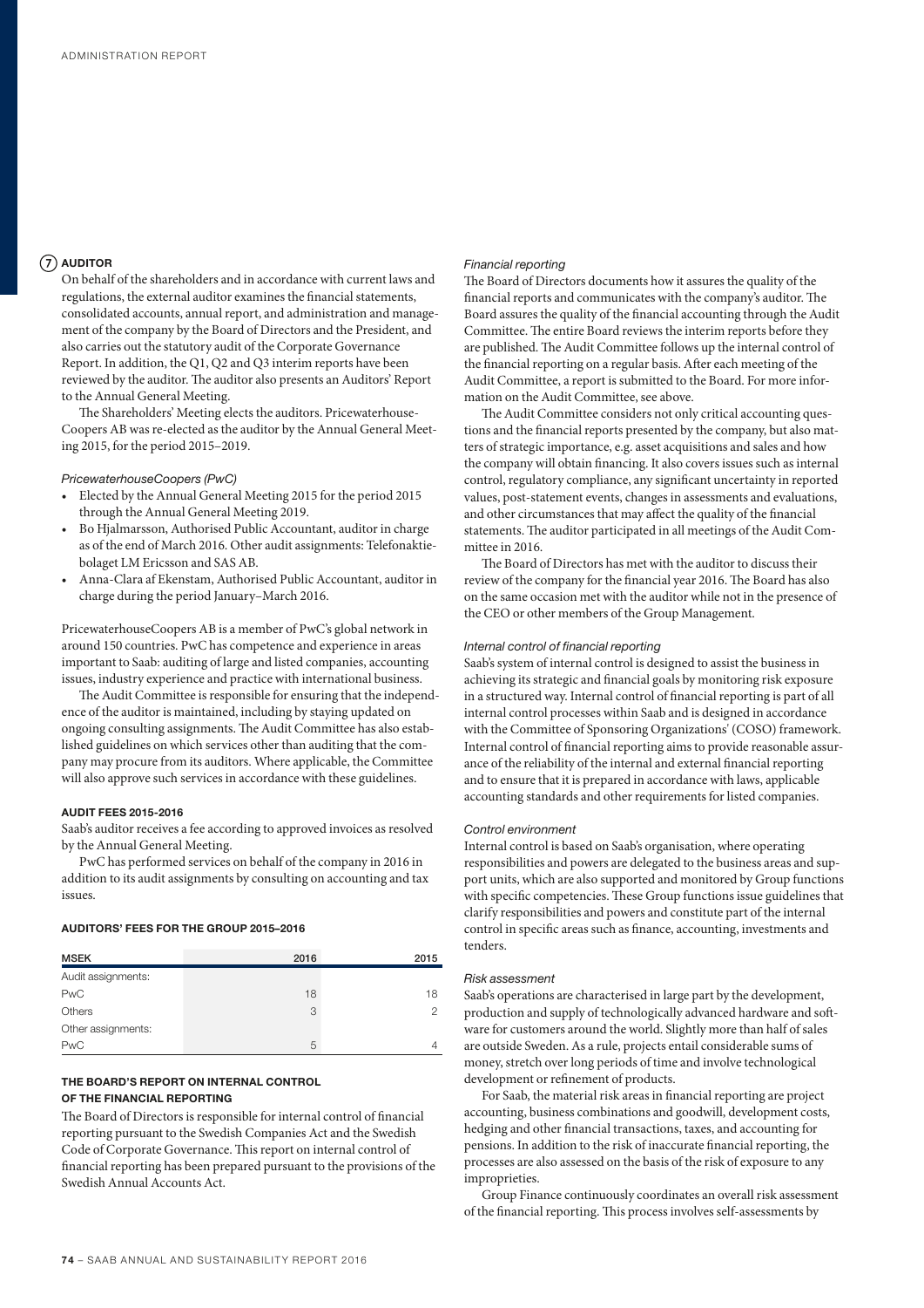## 7 AUDITOR

On behalf of the shareholders and in accordance with current laws and regulations, the external auditor examines the financial statements, consolidated accounts, annual report, and administration and management of the company by the Board of Directors and the President, and also carries out the statutory audit of the Corporate Governance Report. In addition, the Q1, Q2 and Q3 interim reports have been reviewed by the auditor. The auditor also presents an Auditors' Report to the Annual General Meeting.

The Shareholders' Meeting elects the auditors. PricewaterhouseCoopers AB was re-elected as the auditor by the Annual General Meeting 2015, for the period 2015–2019.

*PricewaterhouseCoopers (PwC)*

- Elected by the Annual General Meeting 2015 for the period 2015 through the Annual General Meeting 2019.
- Bo Hjalmarsson, Authorised Public Accountant, auditor in charge as of the end of March 2016. Other audit assignments: Telefonaktiebolaget LM Ericsson and SAS AB.
- Anna-Clara af Ekenstam, Authorised Public Accountant, auditor in charge during the period January–March 2016.

PricewaterhouseCoopers AB is a member of PwC's global network in around 150 countries. PwC has competence and experience in areas important to Saab: auditing of large and listed companies, accounting issues, industry experience and practice with international business.

The Audit Committee is responsible for ensuring that the independence of the auditor is maintained, including by staying updated on ongoing consulting assignments. The Audit Committee has also established guidelines on which services other than auditing that the company may procure from its auditors. Where applicable, the Committee will also approve such services in accordance with these guidelines.

### AUDIT FEES 2015-2016

Saab's auditor receives a fee according to approved invoices as resolved by the Annual General Meeting.

PwC has performed services on behalf of the company in 2016 in addition to its audit assignments by consulting on accounting and tax issues.

### AUDITORS' FEES FOR THE GROUP 2015–2016

| MSEK | 2016 | 2015 |
|---|---|---|
| Audit assignments: | | |
| PwC | 18 | 18 |
| Others | 3 | 2 |
| Other assignments: | | |
| PwC | 5 | 4 |

### THE BOARD'S REPORT ON INTERNAL CONTROL OF THE FINANCIAL REPORTING

The Board of Directors is responsible for internal control of financial reporting pursuant to the Swedish Companies Act and the Swedish Code of Corporate Governance. This report on internal control of financial reporting has been prepared pursuant to the provisions of the Swedish Annual Accounts Act.

*Financial reporting*

The Board of Directors documents how it assures the quality of the financial reports and communicates with the company's auditor. The Board assures the quality of the financial accounting through the Audit Committee. The entire Board reviews the interim reports before they are published. The Audit Committee follows up the internal control of the financial reporting on a regular basis. After each meeting of the Audit Committee, a report is submitted to the Board. For more information on the Audit Committee, see above.

The Audit Committee considers not only critical accounting questions and the financial reports presented by the company, but also matters of strategic importance, e.g. asset acquisitions and sales and how the company will obtain financing. It also covers issues such as internal control, regulatory compliance, any significant uncertainty in reported values, post-statement events, changes in assessments and evaluations, and other circumstances that may affect the quality of the financial statements. The auditor participated in all meetings of the Audit Committee in 2016.

The Board of Directors has met with the auditor to discuss their review of the company for the financial year 2016. The Board has also on the same occasion met with the auditor while not in the presence of the CEO or other members of the Group Management.

*Internal control of financial reporting*

Saab's system of internal control is designed to assist the business in achieving its strategic and financial goals by monitoring risk exposure in a structured way. Internal control of financial reporting is part of all internal control processes within Saab and is designed in accordance with the Committee of Sponsoring Organizations' (COSO) framework. Internal control of financial reporting aims to provide reasonable assurance of the reliability of the internal and external financial reporting and to ensure that it is prepared in accordance with laws, applicable accounting standards and other requirements for listed companies.

*Control environment*

Internal control is based on Saab's organisation, where operating responsibilities and powers are delegated to the business areas and support units, which are also supported and monitored by Group functions with specific competencies. These Group functions issue guidelines that clarify responsibilities and powers and constitute part of the internal control in specific areas such as finance, accounting, investments and tenders.

*Risk assessment*

Saab's operations are characterised in large part by the development, production and supply of technologically advanced hardware and software for customers around the world. Slightly more than half of sales are outside Sweden. As a rule, projects entail considerable sums of money, stretch over long periods of time and involve technological development or refinement of products.

For Saab, the material risk areas in financial reporting are project accounting, business combinations and goodwill, development costs, hedging and other financial transactions, taxes, and accounting for pensions. In addition to the risk of inaccurate financial reporting, the processes are also assessed on the basis of the risk of exposure to any improprieties.

Group Finance continuously coordinates an overall risk assessment of the financial reporting. This process involves self-assessments by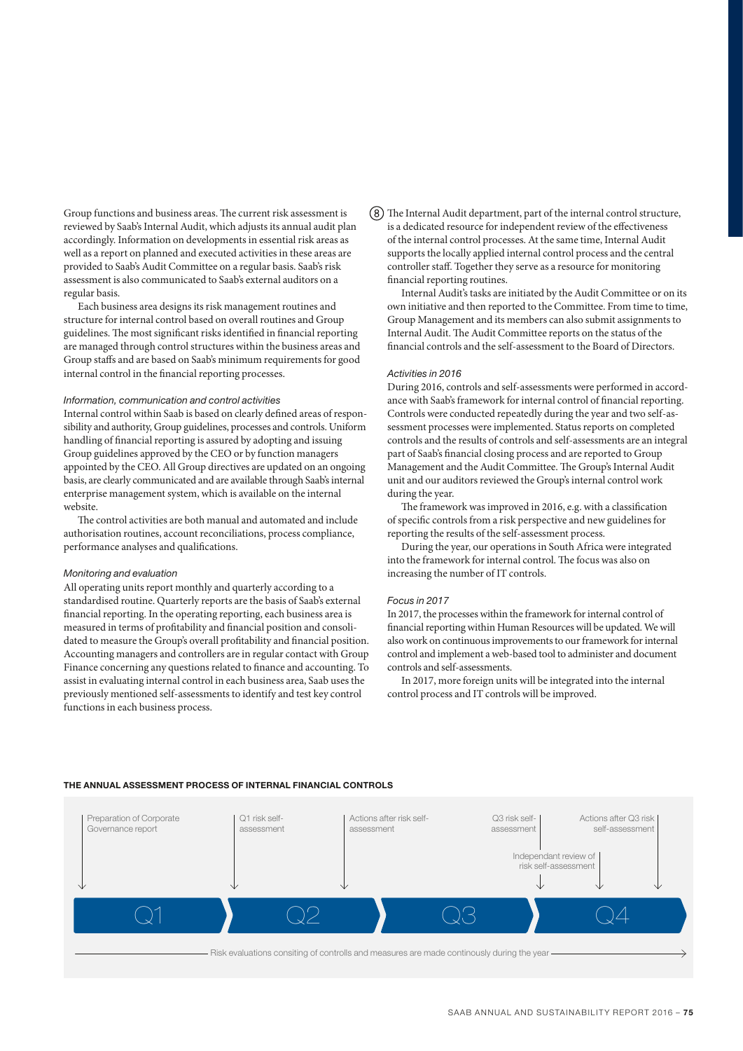Group functions and business areas. The current risk assessment is reviewed by Saab's Internal Audit, which adjusts its annual audit plan accordingly. Information on developments in essential risk areas as well as a report on planned and executed activities in these areas are provided to Saab's Audit Committee on a regular basis. Saab's risk assessment is also communicated to Saab's external auditors on a regular basis.

Each business area designs its risk management routines and structure for internal control based on overall routines and Group guidelines. The most significant risks identified in financial reporting are managed through control structures within the business areas and Group staffs and are based on Saab's minimum requirements for good internal control in the financial reporting processes.

*Information, communication and control activities*

Internal control within Saab is based on clearly defined areas of responsibility and authority, Group guidelines, processes and controls. Uniform handling of financial reporting is assured by adopting and issuing Group guidelines approved by the CEO or by function managers appointed by the CEO. All Group directives are updated on an ongoing basis, are clearly communicated and are available through Saab's internal enterprise management system, which is available on the internal website.

The control activities are both manual and automated and include authorisation routines, account reconciliations, process compliance, performance analyses and qualifications.

*Monitoring and evaluation*

All operating units report monthly and quarterly according to a standardised routine. Quarterly reports are the basis of Saab's external financial reporting. In the operating reporting, each business area is measured in terms of profitability and financial position and consolidated to measure the Group's overall profitability and financial position. Accounting managers and controllers are in regular contact with Group Finance concerning any questions related to finance and accounting. To assist in evaluating internal control in each business area, Saab uses the previously mentioned self-assessments to identify and test key control functions in each business process.

(8) The Internal Audit department, part of the internal control structure, is a dedicated resource for independent review of the effectiveness of the internal control processes. At the same time, Internal Audit supports the locally applied internal control process and the central controller staff. Together they serve as a resource for monitoring financial reporting routines.

Internal Audit's tasks are initiated by the Audit Committee or on its own initiative and then reported to the Committee. From time to time, Group Management and its members can also submit assignments to Internal Audit. The Audit Committee reports on the status of the financial controls and the self-assessment to the Board of Directors.

*Activities in 2016*

During 2016, controls and self-assessments were performed in accordance with Saab's framework for internal control of financial reporting. Controls were conducted repeatedly during the year and two self-assessment processes were implemented. Status reports on completed controls and the results of controls and self-assessments are an integral part of Saab's financial closing process and are reported to Group Management and the Audit Committee. The Group's Internal Audit unit and our auditors reviewed the Group's internal control work during the year.

The framework was improved in 2016, e.g. with a classification of specific controls from a risk perspective and new guidelines for reporting the results of the self-assessment process.

During the year, our operations in South Africa were integrated into the framework for internal control. The focus was also on increasing the number of IT controls.

*Focus in 2017*

In 2017, the processes within the framework for internal control of financial reporting within Human Resources will be updated. We will also work on continuous improvements to our framework for internal control and implement a web-based tool to administer and document controls and self-assessments.

In 2017, more foreign units will be integrated into the internal control process and IT controls will be improved.

**THE ANNUAL ASSESSMENT PROCESS OF INTERNAL FINANCIAL CONTROLS**

| Q1 | Q2 | Q3 | Q4 |
|---|---|---|---|
| Preparation of Corporate Governance report | Q1 risk self-assessment; Actions after risk self-assessment | Q3 risk self-assessment | Independant review of risk self-assessment; Actions after Q3 risk self-assessment |

Risk evaluations consiting of controlls and measures are made continously during the year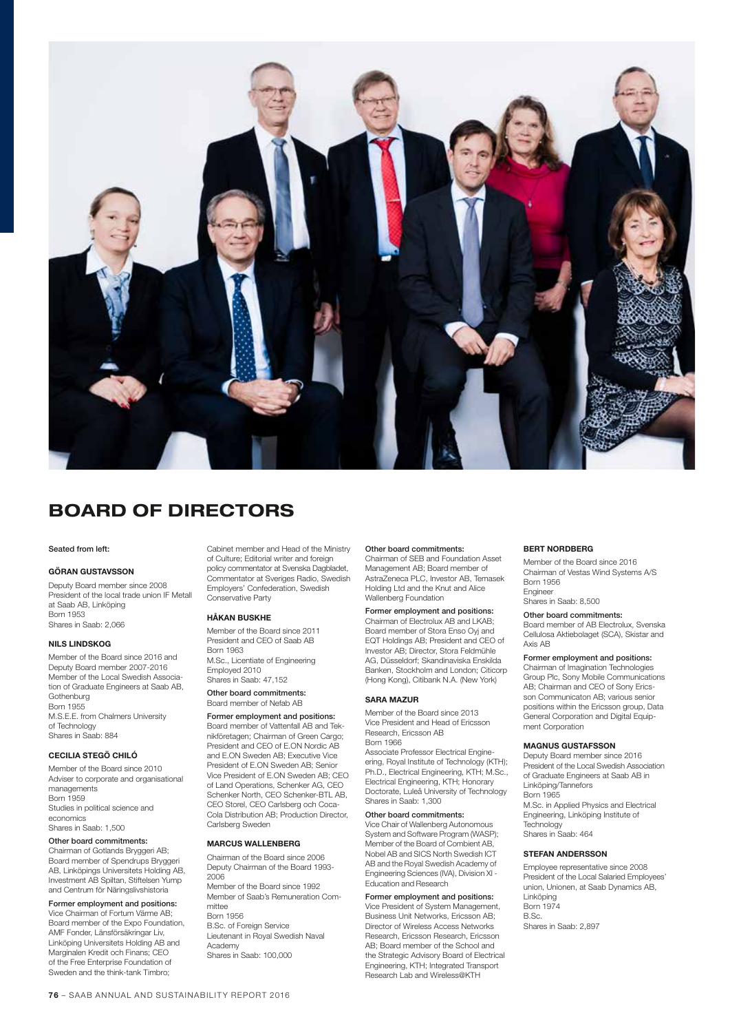# BOARD OF DIRECTORS

**Seated from left:**

### GÖRAN GUSTAVSSON

Deputy Board member since 2008
President of the local trade union IF Metall at Saab AB, Linköping
Born 1953
Shares in Saab: 2,066

### NILS LINDSKOG

Member of the Board since 2016 and Deputy Board member 2007-2016
Member of the Local Swedish Association of Graduate Engineers at Saab AB, Gothenburg
Born 1955
M.S.E.E. from Chalmers University of Technology
Shares in Saab: 884

### CECILIA STEGÖ CHILÓ

Member of the Board since 2010
Adviser to corporate and organisational managements
Born 1959
Studies in political science and economics
Shares in Saab: 1,500

**Other board commitments:**
Chairman of Gotlands Bryggeri AB; Board member of Spendrups Bryggeri AB, Linköpings Universitets Holding AB, Investment AB Spiltan, Stiftelsen Yump and Centrum för Näringslivshistoria

**Former employment and positions:**
Vice Chairman of Fortum Värme AB; Board member of the Expo Foundation, AMF Fonder, Länsförsäkringar Liv, Linköping Universitets Holding AB and Marginalen Kredit och Finans; CEO of the Free Enterprise Foundation of Sweden and the think-tank Timbro; Cabinet member and Head of the Ministry of Culture; Editorial writer and foreign policy commentator at Svenska Dagbladet, Commentator at Sveriges Radio, Swedish Employers' Confederation, Swedish Conservative Party

### HÅKAN BUSKHE

Member of the Board since 2011
President and CEO of Saab AB
Born 1963
M.Sc., Licentiate of Engineering
Employed 2010
Shares in Saab: 47,152

**Other board commitments:**
Board member of Nefab AB

**Former employment and positions:**
Board member of Vattenfall AB and Teknikföretagen; Chairman of Green Cargo; President and CEO of E.ON Nordic AB and E.ON Sweden AB; Executive Vice President of E.ON Sweden AB; Senior Vice President of E.ON Sweden AB; CEO of Land Operations, Schenker AG, CEO Schenker North, CEO Schenker-BTL AB, CEO Storel, CEO Carlsberg och Coca-Cola Distribution AB; Production Director, Carlsberg Sweden

### MARCUS WALLENBERG

Chairman of the Board since 2006
Deputy Chairman of the Board 1993-2006
Member of the Board since 1992
Member of Saab's Remuneration Committee
Born 1956
B.Sc. of Foreign Service
Lieutenant in Royal Swedish Naval Academy
Shares in Saab: 100,000

**Other board commitments:**
Chairman of SEB and Foundation Asset Management AB; Board member of AstraZeneca PLC, Investor AB, Temasek Holding Ltd and the Knut and Alice Wallenberg Foundation

**Former employment and positions:**
Chairman of Electrolux AB and LKAB; Board member of Stora Enso Oyj and EQT Holdings AB; President and CEO of Investor AB; Director, Stora Feldmühle AG, Düsseldorf; Skandinaviska Enskilda Banken, Stockholm and London; Citicorp (Hong Kong), Citibank N.A. (New York)

### SARA MAZUR

Member of the Board since 2013
Vice President and Head of Ericsson Research, Ericsson AB
Born 1966
Associate Professor Electrical Engineering, Royal Institute of Technology (KTH); Ph.D., Electrical Engineering, KTH; M.Sc., Electrical Engineering, KTH; Honorary Doctorate, Luleå University of Technology
Shares in Saab: 1,300

**Other board commitments:**
Vice Chair of Wallenberg Autonomous System and Software Program (WASP); Member of the Board of Combient AB, Nobel AB and SICS North Swedish ICT AB and the Royal Swedish Academy of Engineering Sciences (IVA), Division XI - Education and Research

**Former employment and positions:**
Vice President of System Management, Business Unit Networks, Ericsson AB; Director of Wireless Access Networks Research, Ericsson Research, Ericsson AB; Board member of the School and the Strategic Advisory Board of Electrical Engineering, KTH; Integrated Transport Research Lab and Wireless@KTH

### BERT NORDBERG

Member of the Board since 2016
Chairman of Vestas Wind Systems A/S
Born 1956
Engineer
Shares in Saab: 8,500

**Other board commitments:**
Board member of AB Electrolux, Svenska Cellulosa Aktiebolaget (SCA), Skistar and Axis AB

**Former employment and positions:**
Chairman of Imagination Technologies Group Plc, Sony Mobile Communications AB; Chairman and CEO of Sony Ericsson Communicaton AB; various senior positions within the Ericsson group, Data General Corporation and Digital Equipment Corporation

### MAGNUS GUSTAFSSON

Deputy Board member since 2016
President of the Local Swedish Association of Graduate Engineers at Saab AB in Linköping/Tannefors
Born 1965
M.Sc. in Applied Physics and Electrical Engineering, Linköping Institute of Technology
Shares in Saab: 464

### STEFAN ANDERSSON

Employee representative since 2008
President of the Local Salaried Employees' union, Unionen, at Saab Dynamics AB, Linköping
Born 1974
B.Sc.
Shares in Saab: 2,897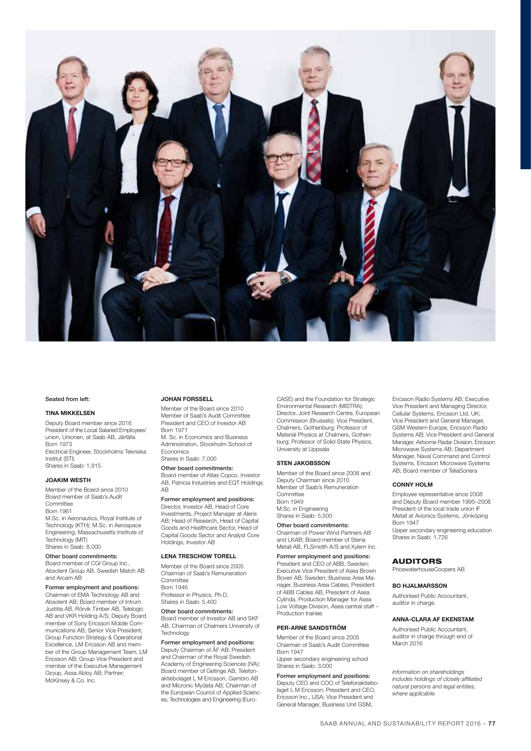Seated from left:

#### TINA MIKKELSEN

Deputy Board member since 2016
President of the Local Salaried Employees' union, Unionen, at Saab AB, Järfälla
Born 1973
Electrical Engineer, Stockholms Tekniska Institut (STI)
Shares in Saab: 1,915

#### JOAKIM WESTH

Member of the Board since 2010
Board member of Saab's Audit Committee
Born 1961
M.Sc. in Aeronautics, Royal Institute of Technology (KTH); M.Sc. in Aerospace Engineering, Massachusetts Institute of Technology (MIT)
Shares in Saab: 8,000

**Other board commitments:**
Board member of CGI Group Inc., Absolent Group AB, Swedish Match AB and Arcam AB

**Former employment and positions:**
Chairman of EMA Technology AB and Absolent AB; Board member of Intrum Justitia AB, Rörvik Timber AB, Telelogic AB and VKR Holding A/S; Deputy Board member of Sony Ericsson Mobile Communications AB; Senior Vice President, Group Function Strategy & Operational Excellence, LM Ericsson AB and member of the Group Management Team, LM Ericsson AB; Group Vice President and member of the Executive Management Group, Assa Abloy AB; Partner; McKinsey & Co. Inc.

#### JOHAN FORSSELL

Member of the Board since 2010
Member of Saab's Audit Committee
President and CEO of Investor AB
Born 1971
M. Sc. in Economics and Business Administration, Stockholm School of Economics
Shares in Saab: 7,000

**Other board commitments:**
Board member of Atlas Copco, Investor AB, Patricia Industries and EQT Holdings AB

**Former employment and positions:**
Director, Investor AB, Head of Core Investments, Project Manager at Aleris AB; Head of Research, Head of Capital Goods and Healthcare Sector, Head of Capital Goods Sector and Analyst Core Holdings, Investor AB

#### LENA TRESCHOW TORELL

Member of the Board since 2005
Chairman of Saab's Remuneration Committee
Born 1946
Professor in Physics, Ph.D.
Shares in Saab: 5,400

**Other board commitments:**
Board member of Investor AB and SKF AB, Chairman of Chalmers University of Technology

**Former employment and positions:**
Deputy Chairman of ÅF AB; President and Chairman of the Royal Swedish Academy of Engineering Sciences (IVA); Board member of Getinge AB, Telefonaktiebolaget L M Ericsson, Gambro AB and Micronic Mydata AB; Chairman of the European Council of Applied Sciences, Technologies and Engineering (Euro-CASE) and the Foundation for Strategic Environmental Research (MISTRA); Director, Joint Research Centre, European Commission (Brussels); Vice President, Chalmers, Gothenburg; Professor of Material Physics at Chalmers, Gothenburg; Professor of Solid State Physics, University at Uppsala

#### STEN JAKOBSSON

Member of the Board since 2008 and Deputy Chairman since 2010
Member of Saab's Remuneration Committee
Born 1949
M.Sc. in Engineering
Shares in Saab: 5,500

**Other board commitments:**
Chairman of Power Wind Partners AB and LKAB; Board member of Stena Metall AB, FLSmidth A/S and Xylem Inc.

**Former employment and positions:**
President and CEO of ABB, Sweden; Executive Vice President of Asea Brown Boveri AB, Sweden; Business Area Manager, Business Area Cables; President of ABB Cables AB, President of Asea Cylinda, Production Manager for Asea Low Voltage Division, Asea central staff – Production trainee

#### PER-ARNE SANDSTRÖM

Member of the Board since 2005
Chairman of Saab's Audit Committee
Born 1947
Upper secondary engineering school
Shares in Saab: 3,000

**Former employment and positions:**
Deputy CEO and COO of Telefonaktiebolaget L M Ericsson; President and CEO, Ericsson Inc., USA; Vice President and General Manager, Business Unit GSM, Ericsson Radio Systems AB; Executive Vice President and Managing Director, Cellular Systems, Ericsson Ltd, UK; Vice President and General Manager, GSM Western Europe, Ericsson Radio Systems AB; Vice President and General Manager, Airborne Radar Division, Ericsson Microwave Systems AB; Department Manager, Naval Command and Control Systems, Ericsson Microwave Systems AB; Board member of TeliaSonera

#### CONNY HOLM

Employee representative since 2008 and Deputy Board member 1995–2008
President of the local trade union IF Metall at Avionics Systems, Jönköping
Born 1947
Upper secondary engineering education
Shares in Saab: 1,726

## AUDITORS

PricewaterhouseCoopers AB

#### BO HJALMARSSON

Authorised Public Accountant, auditor in charge.

#### ANNA-CLARA AF EKENSTAM

Authorised Public Accountant, auditor in charge through end of March 2016

*Information on shareholdings includes holdings of closely affiliated natural persons and legal entities, where applicable.*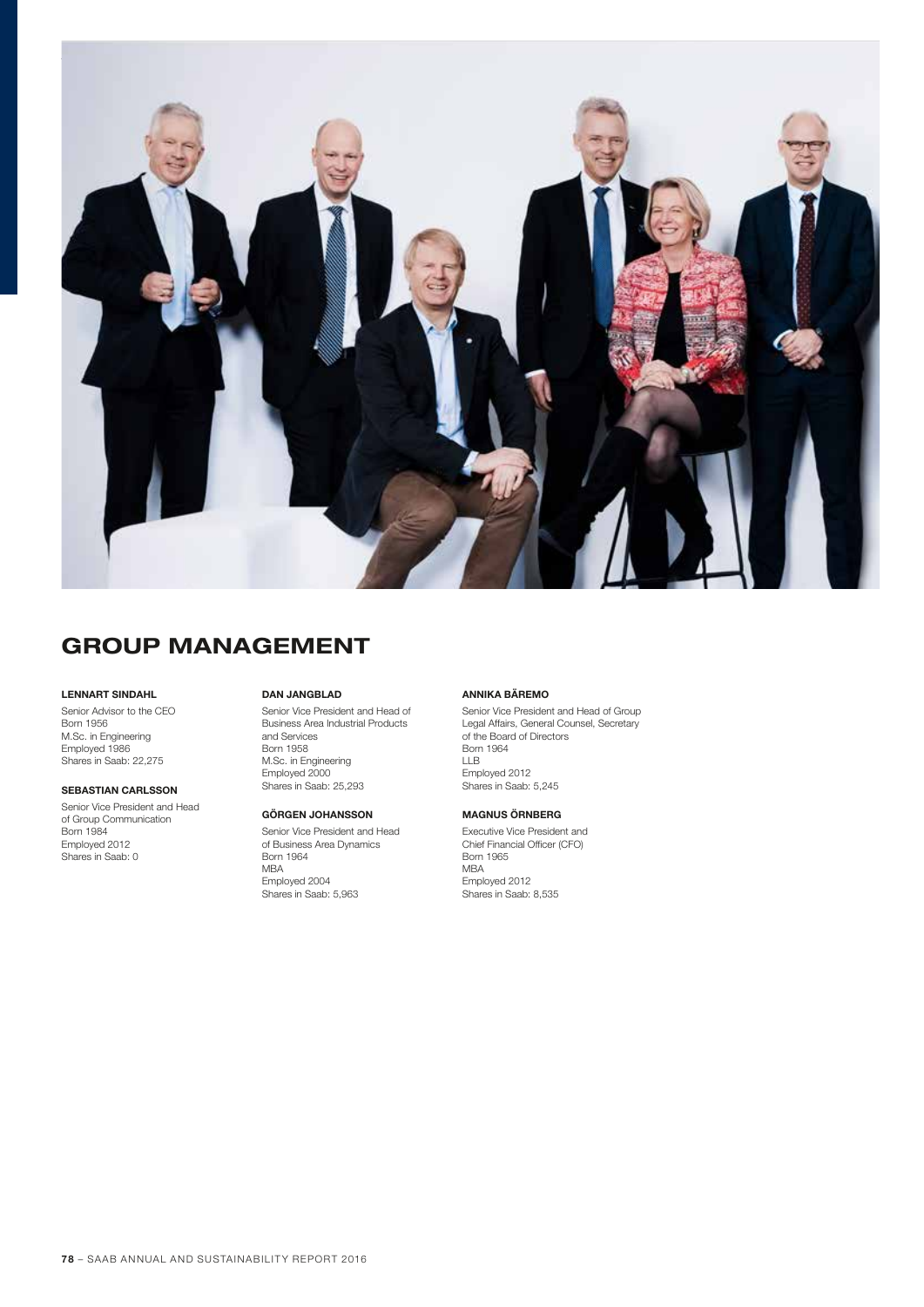# GROUP MANAGEMENT

**LENNART SINDAHL**

Senior Advisor to the CEO
Born 1956
M.Sc. in Engineering
Employed 1986
Shares in Saab: 22,275

**SEBASTIAN CARLSSON**

Senior Vice President and Head of Group Communication
Born 1984
Employed 2012
Shares in Saab: 0

**DAN JANGBLAD**

Senior Vice President and Head of Business Area Industrial Products and Services
Born 1958
M.Sc. in Engineering
Employed 2000
Shares in Saab: 25,293

**GÖRGEN JOHANSSON**

Senior Vice President and Head of Business Area Dynamics
Born 1964
MBA
Employed 2004
Shares in Saab: 5,963

**ANNIKA BÄREMO**

Senior Vice President and Head of Group Legal Affairs, General Counsel, Secretary of the Board of Directors
Born 1964
LLB
Employed 2012
Shares in Saab: 5,245

**MAGNUS ÖRNBERG**

Executive Vice President and Chief Financial Officer (CFO)
Born 1965
MBA
Employed 2012
Shares in Saab: 8,535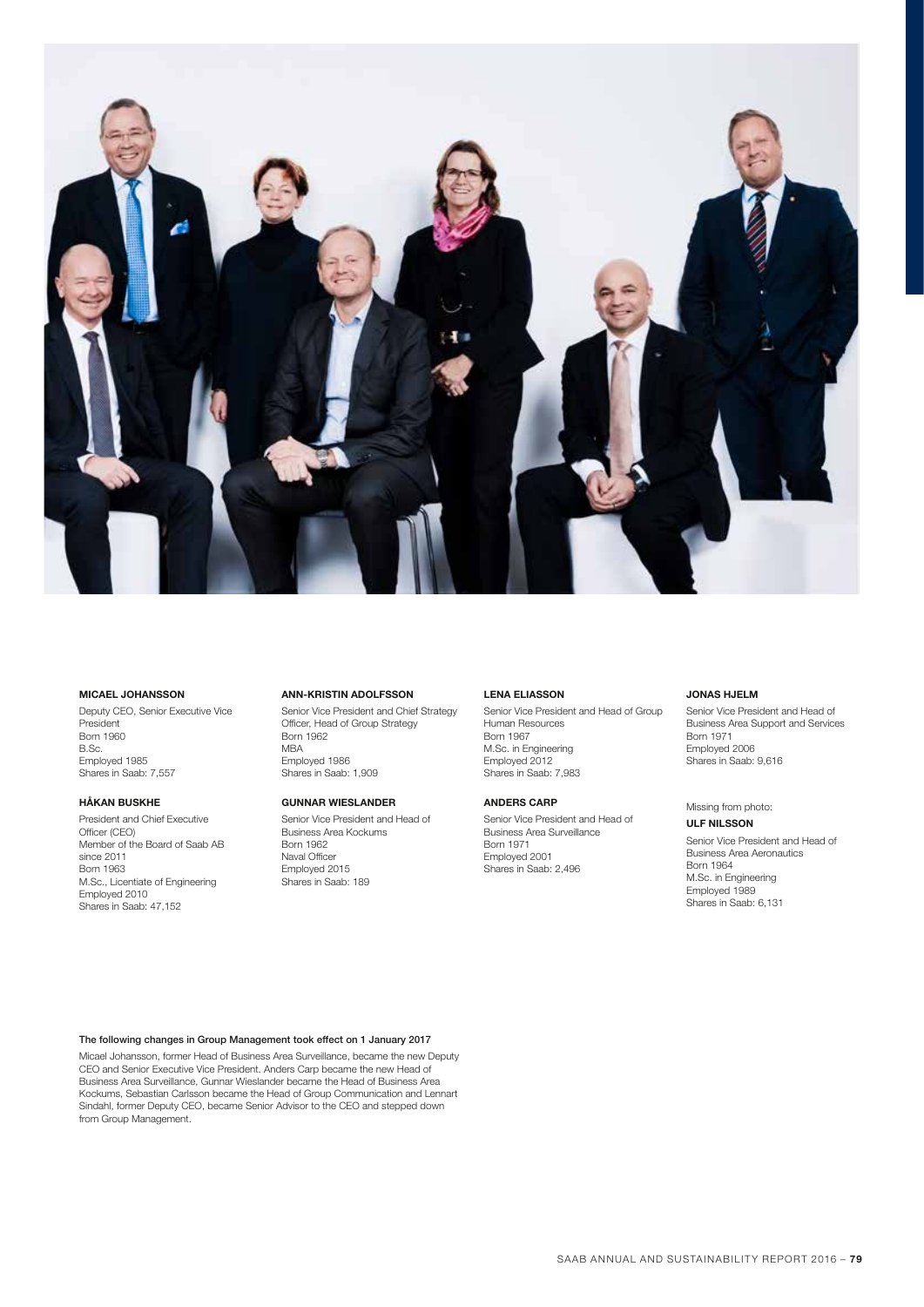**MICAEL JOHANSSON**

Deputy CEO, Senior Executive Vice President
Born 1960
B.Sc.
Employed 1985
Shares in Saab: 7,557

**HÅKAN BUSKHE**

President and Chief Executive Officer (CEO)
Member of the Board of Saab AB since 2011
Born 1963
M.Sc., Licentiate of Engineering
Employed 2010
Shares in Saab: 47,152

**ANN-KRISTIN ADOLFSSON**

Senior Vice President and Chief Strategy Officer, Head of Group Strategy
Born 1962
MBA
Employed 1986
Shares in Saab: 1,909

**GUNNAR WIESLANDER**

Senior Vice President and Head of Business Area Kockums
Born 1962
Naval Officer
Employed 2015
Shares in Saab: 189

**LENA ELIASSON**

Senior Vice President and Head of Group Human Resources
Born 1967
M.Sc. in Engineering
Employed 2012
Shares in Saab: 7,983

**ANDERS CARP**

Senior Vice President and Head of Business Area Surveillance
Born 1971
Employed 2001
Shares in Saab: 2,496

**JONAS HJELM**

Senior Vice President and Head of Business Area Support and Services
Born 1971
Employed 2006
Shares in Saab: 9,616

Missing from photo:

**ULF NILSSON**

Senior Vice President and Head of Business Area Aeronautics
Born 1964
M.Sc. in Engineering
Employed 1989
Shares in Saab: 6,131

**The following changes in Group Management took effect on 1 January 2017**

Micael Johansson, former Head of Business Area Surveillance, became the new Deputy CEO and Senior Executive Vice President. Anders Carp became the new Head of Business Area Surveillance, Gunnar Wieslander became the Head of Business Area Kockums, Sebastian Carlsson became the Head of Group Communication and Lennart Sindahl, former Deputy CEO, became Senior Advisor to the CEO and stepped down from Group Management.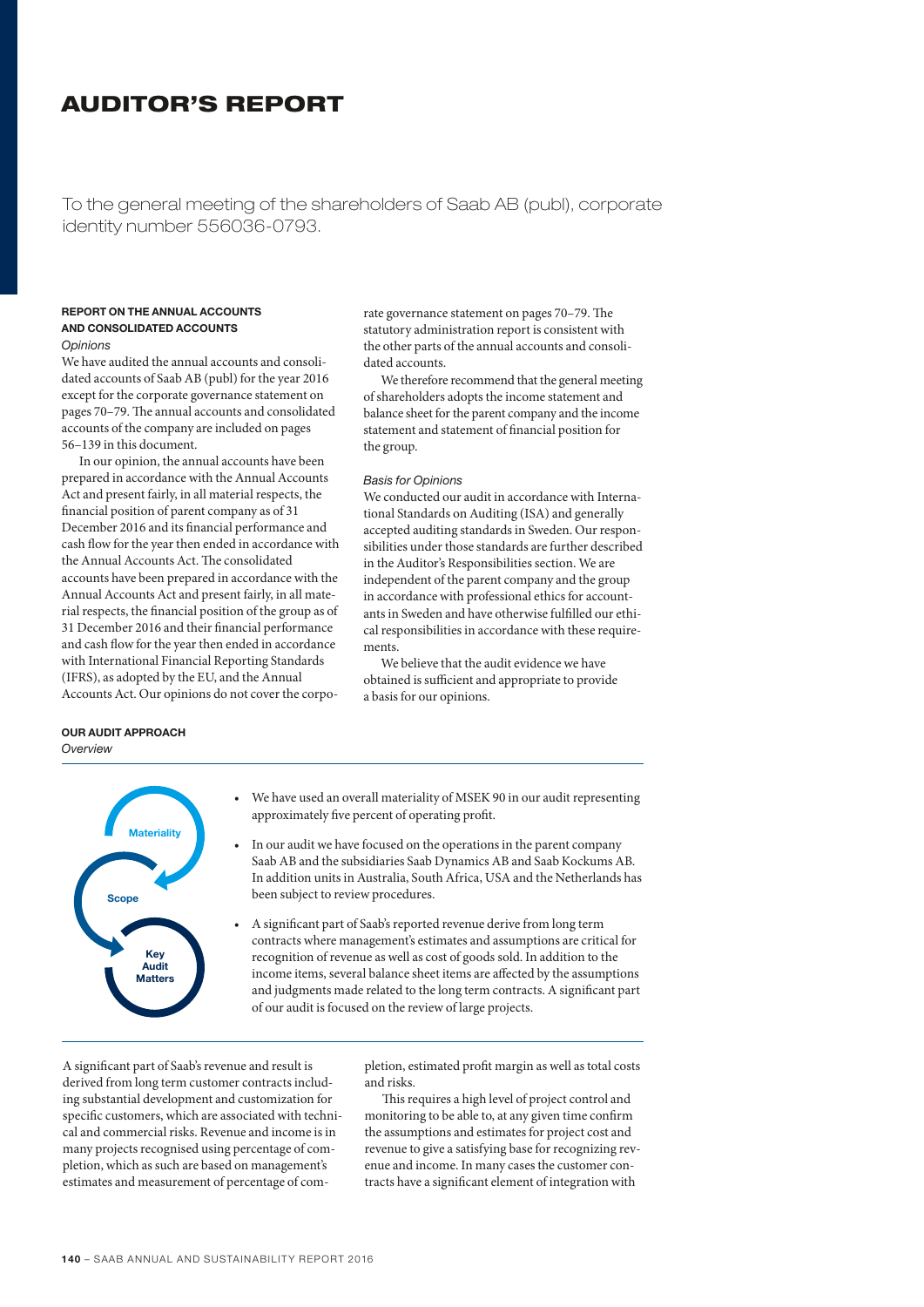# AUDITOR'S REPORT

To the general meeting of the shareholders of Saab AB (publ), corporate identity number 556036-0793.

### REPORT ON THE ANNUAL ACCOUNTS AND CONSOLIDATED ACCOUNTS

*Opinions*

We have audited the annual accounts and consolidated accounts of Saab AB (publ) for the year 2016 except for the corporate governance statement on pages 70–79. The annual accounts and consolidated accounts of the company are included on pages 56–139 in this document.

In our opinion, the annual accounts have been prepared in accordance with the Annual Accounts Act and present fairly, in all material respects, the financial position of parent company as of 31 December 2016 and its financial performance and cash flow for the year then ended in accordance with the Annual Accounts Act. The consolidated accounts have been prepared in accordance with the Annual Accounts Act and present fairly, in all material respects, the financial position of the group as of 31 December 2016 and their financial performance and cash flow for the year then ended in accordance with International Financial Reporting Standards (IFRS), as adopted by the EU, and the Annual Accounts Act. Our opinions do not cover the corporate governance statement on pages 70–79. The statutory administration report is consistent with the other parts of the annual accounts and consolidated accounts.

We therefore recommend that the general meeting of shareholders adopts the income statement and balance sheet for the parent company and the income statement and statement of financial position for the group.

*Basis for Opinions*

We conducted our audit in accordance with International Standards on Auditing (ISA) and generally accepted auditing standards in Sweden. Our responsibilities under those standards are further described in the Auditor's Responsibilities section. We are independent of the parent company and the group in accordance with professional ethics for accountants in Sweden and have otherwise fulfilled our ethical responsibilities in accordance with these requirements.

We believe that the audit evidence we have obtained is sufficient and appropriate to provide a basis for our opinions.

### OUR AUDIT APPROACH

*Overview*

Materiality

Scope

Key Audit Matters

- We have used an overall materiality of MSEK 90 in our audit representing approximately five percent of operating profit.
- In our audit we have focused on the operations in the parent company Saab AB and the subsidiaries Saab Dynamics AB and Saab Kockums AB. In addition units in Australia, South Africa, USA and the Netherlands has been subject to review procedures.
- A significant part of Saab's reported revenue derive from long term contracts where management's estimates and assumptions are critical for recognition of revenue as well as cost of goods sold. In addition to the income items, several balance sheet items are affected by the assumptions and judgments made related to the long term contracts. A significant part of our audit is focused on the review of large projects.

A significant part of Saab's revenue and result is derived from long term customer contracts including substantial development and customization for specific customers, which are associated with technical and commercial risks. Revenue and income is in many projects recognised using percentage of completion, which as such are based on management's estimates and measurement of percentage of completion, estimated profit margin as well as total costs and risks.

This requires a high level of project control and monitoring to be able to, at any given time confirm the assumptions and estimates for project cost and revenue to give a satisfying base for recognizing revenue and income. In many cases the customer contracts have a significant element of integration with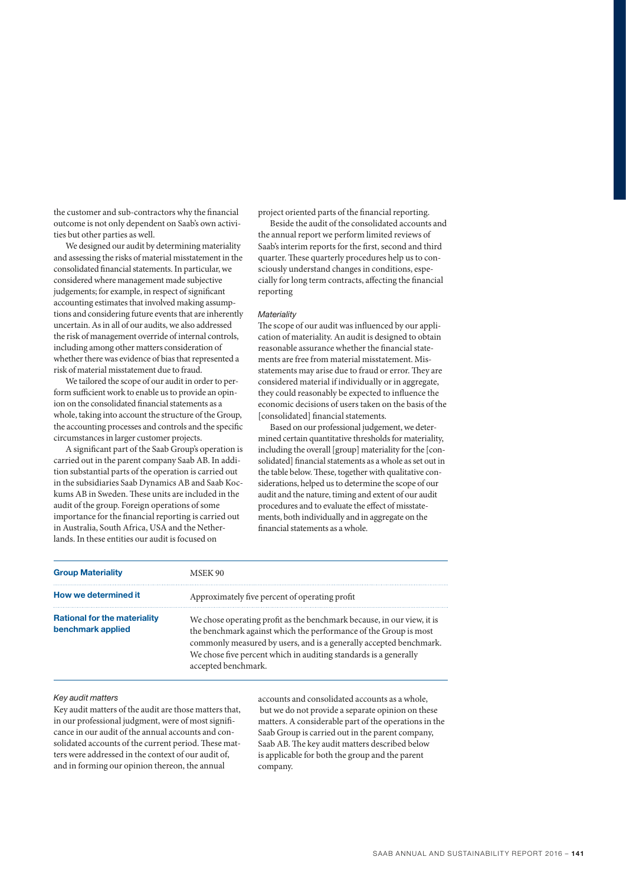the customer and sub-contractors why the financial outcome is not only dependent on Saab's own activities but other parties as well.

We designed our audit by determining materiality and assessing the risks of material misstatement in the consolidated financial statements. In particular, we considered where management made subjective judgements; for example, in respect of significant accounting estimates that involved making assumptions and considering future events that are inherently uncertain. As in all of our audits, we also addressed the risk of management override of internal controls, including among other matters consideration of whether there was evidence of bias that represented a risk of material misstatement due to fraud.

We tailored the scope of our audit in order to perform sufficient work to enable us to provide an opinion on the consolidated financial statements as a whole, taking into account the structure of the Group, the accounting processes and controls and the specific circumstances in larger customer projects.

A significant part of the Saab Group's operation is carried out in the parent company Saab AB. In addition substantial parts of the operation is carried out in the subsidiaries Saab Dynamics AB and Saab Kockums AB in Sweden. These units are included in the audit of the group. Foreign operations of some importance for the financial reporting is carried out in Australia, South Africa, USA and the Netherlands. In these entities our audit is focused on project oriented parts of the financial reporting.

Beside the audit of the consolidated accounts and the annual report we perform limited reviews of Saab's interim reports for the first, second and third quarter. These quarterly procedures help us to consciously understand changes in conditions, especially for long term contracts, affecting the financial reporting

*Materiality*

The scope of our audit was influenced by our application of materiality. An audit is designed to obtain reasonable assurance whether the financial statements are free from material misstatement. Misstatements may arise due to fraud or error. They are considered material if individually or in aggregate, they could reasonably be expected to influence the economic decisions of users taken on the basis of the [consolidated] financial statements.

Based on our professional judgement, we determined certain quantitative thresholds for materiality, including the overall [group] materiality for the [consolidated] financial statements as a whole as set out in the table below. These, together with qualitative considerations, helped us to determine the scope of our audit and the nature, timing and extent of our audit procedures and to evaluate the effect of misstatements, both individually and in aggregate on the financial statements as a whole.

| | |
|---|---|
| **Group Materiality** | MSEK 90 |
| **How we determined it** | Approximately five percent of operating profit |
| **Rational for the materiality benchmark applied** | We chose operating profit as the benchmark because, in our view, it is the benchmark against which the performance of the Group is most commonly measured by users, and is a generally accepted benchmark. We chose five percent which in auditing standards is a generally accepted benchmark. |

*Key audit matters*

Key audit matters of the audit are those matters that, in our professional judgment, were of most significance in our audit of the annual accounts and consolidated accounts of the current period. These matters were addressed in the context of our audit of, and in forming our opinion thereon, the annual accounts and consolidated accounts as a whole, but we do not provide a separate opinion on these matters. A considerable part of the operations in the Saab Group is carried out in the parent company, Saab AB. The key audit matters described below is applicable for both the group and the parent company.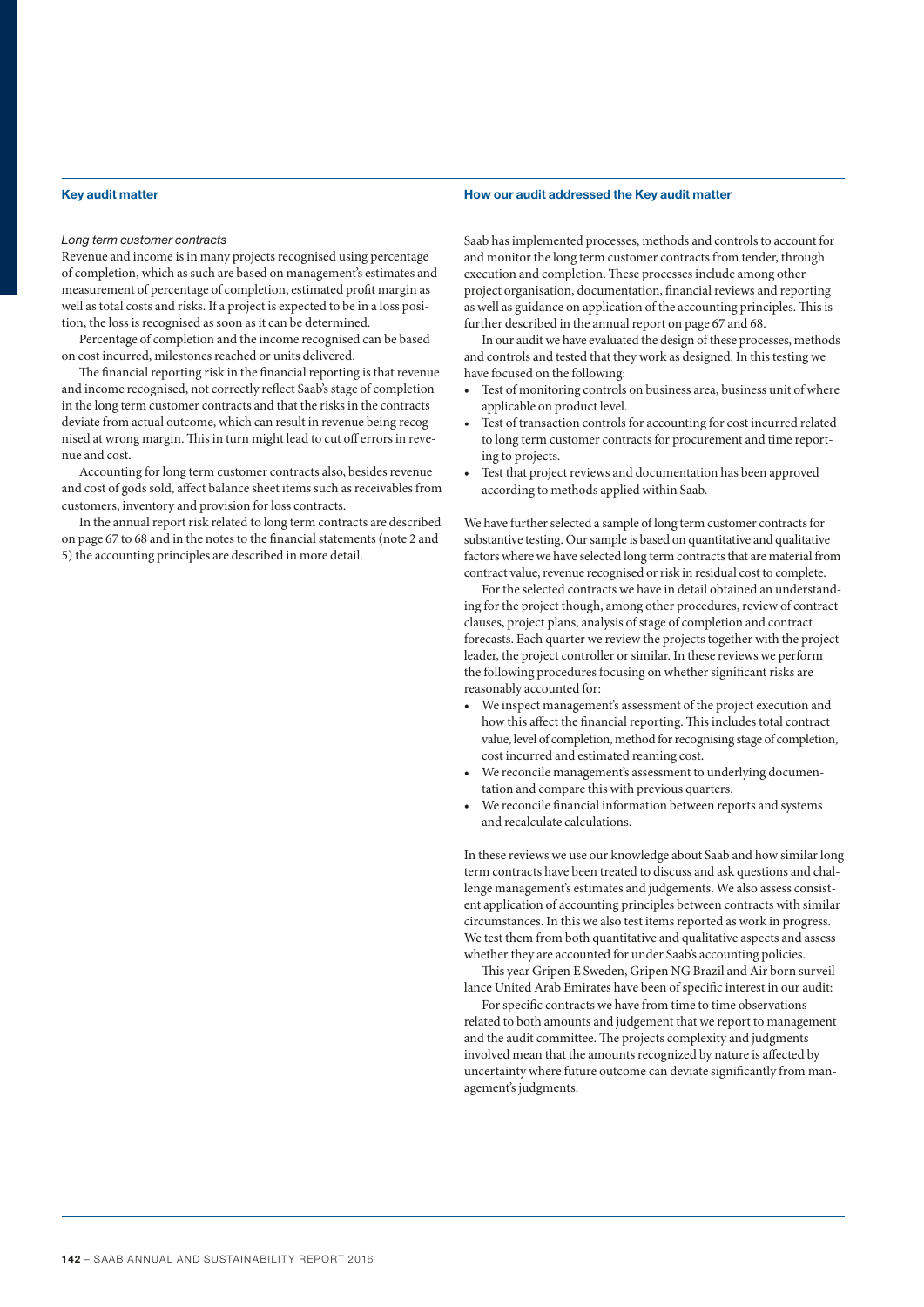| Key audit matter | How our audit addressed the Key audit matter |
| --- | --- |

*Long term customer contracts*

Revenue and income is in many projects recognised using percentage of completion, which as such are based on management's estimates and measurement of percentage of completion, estimated profit margin as well as total costs and risks. If a project is expected to be in a loss position, the loss is recognised as soon as it can be determined.

Percentage of completion and the income recognised can be based on cost incurred, milestones reached or units delivered.

The financial reporting risk in the financial reporting is that revenue and income recognised, not correctly reflect Saab's stage of completion in the long term customer contracts and that the risks in the contracts deviate from actual outcome, which can result in revenue being recognised at wrong margin. This in turn might lead to cut off errors in revenue and cost.

Accounting for long term customer contracts also, besides revenue and cost of gods sold, affect balance sheet items such as receivables from customers, inventory and provision for loss contracts.

In the annual report risk related to long term contracts are described on page 67 to 68 and in the notes to the financial statements (note 2 and 5) the accounting principles are described in more detail.

Saab has implemented processes, methods and controls to account for and monitor the long term customer contracts from tender, through execution and completion. These processes include among other project organisation, documentation, financial reviews and reporting as well as guidance on application of the accounting principles. This is further described in the annual report on page 67 and 68.

In our audit we have evaluated the design of these processes, methods and controls and tested that they work as designed. In this testing we have focused on the following:

- Test of monitoring controls on business area, business unit of where applicable on product level.
- Test of transaction controls for accounting for cost incurred related to long term customer contracts for procurement and time reporting to projects.
- Test that project reviews and documentation has been approved according to methods applied within Saab.

We have further selected a sample of long term customer contracts for substantive testing. Our sample is based on quantitative and qualitative factors where we have selected long term contracts that are material from contract value, revenue recognised or risk in residual cost to complete.

For the selected contracts we have in detail obtained an understanding for the project though, among other procedures, review of contract clauses, project plans, analysis of stage of completion and contract forecasts. Each quarter we review the projects together with the project leader, the project controller or similar. In these reviews we perform the following procedures focusing on whether significant risks are reasonably accounted for:

- We inspect management's assessment of the project execution and how this affect the financial reporting. This includes total contract value, level of completion, method for recognising stage of completion, cost incurred and estimated reaming cost.
- We reconcile management's assessment to underlying documentation and compare this with previous quarters.
- We reconcile financial information between reports and systems and recalculate calculations.

In these reviews we use our knowledge about Saab and how similar long term contracts have been treated to discuss and ask questions and challenge management's estimates and judgements. We also assess consistent application of accounting principles between contracts with similar circumstances. In this we also test items reported as work in progress. We test them from both quantitative and qualitative aspects and assess whether they are accounted for under Saab's accounting policies.

This year Gripen E Sweden, Gripen NG Brazil and Air born surveillance United Arab Emirates have been of specific interest in our audit:

For specific contracts we have from time to time observations related to both amounts and judgement that we report to management and the audit committee. The projects complexity and judgments involved mean that the amounts recognized by nature is affected by uncertainty where future outcome can deviate significantly from management's judgments.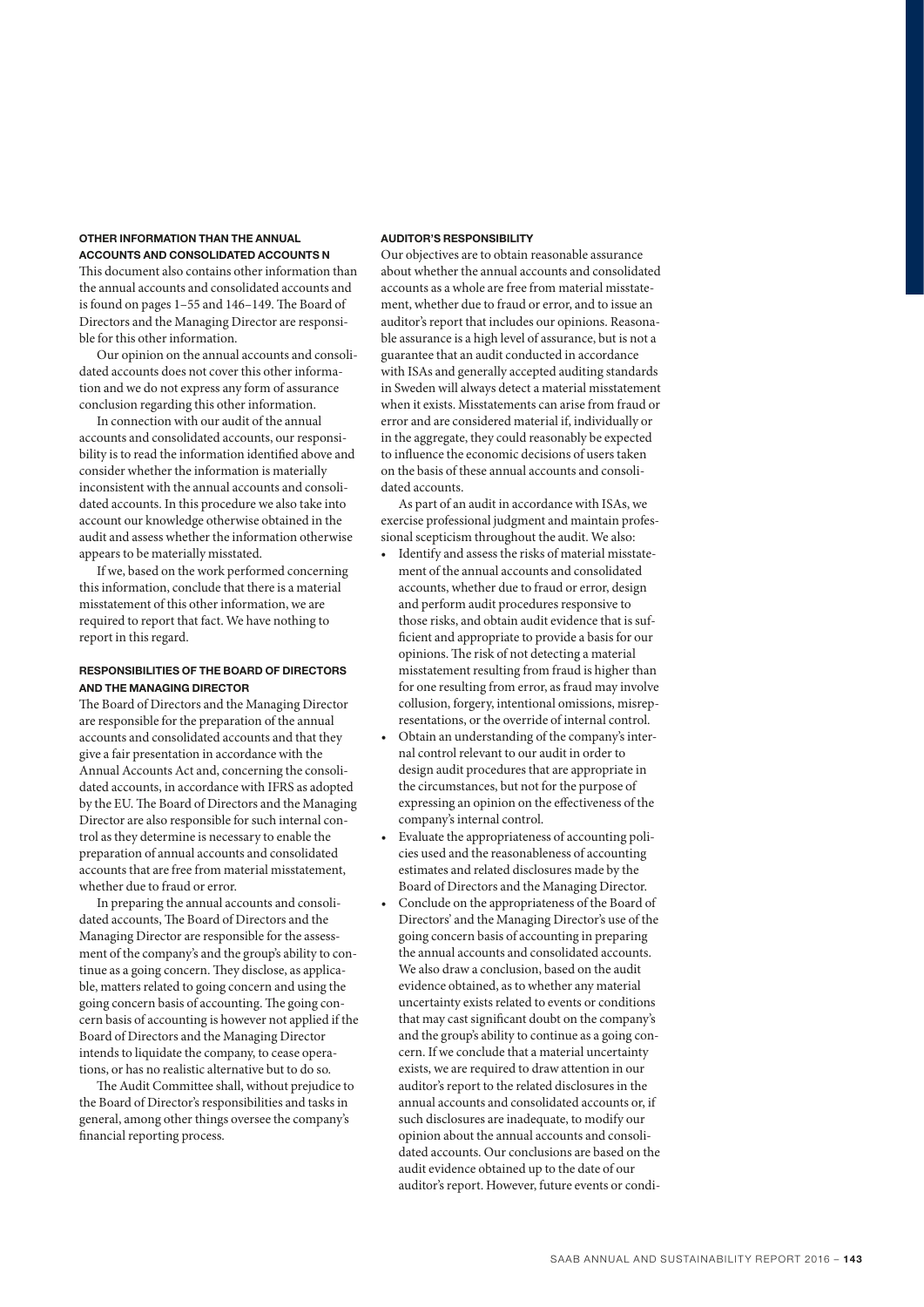### OTHER INFORMATION THAN THE ANNUAL ACCOUNTS AND CONSOLIDATED ACCOUNTS N

This document also contains other information than the annual accounts and consolidated accounts and is found on pages 1–55 and 146–149. The Board of Directors and the Managing Director are responsible for this other information.

Our opinion on the annual accounts and consolidated accounts does not cover this other information and we do not express any form of assurance conclusion regarding this other information.

In connection with our audit of the annual accounts and consolidated accounts, our responsibility is to read the information identified above and consider whether the information is materially inconsistent with the annual accounts and consolidated accounts. In this procedure we also take into account our knowledge otherwise obtained in the audit and assess whether the information otherwise appears to be materially misstated.

If we, based on the work performed concerning this information, conclude that there is a material misstatement of this other information, we are required to report that fact. We have nothing to report in this regard.

### RESPONSIBILITIES OF THE BOARD OF DIRECTORS AND THE MANAGING DIRECTOR

The Board of Directors and the Managing Director are responsible for the preparation of the annual accounts and consolidated accounts and that they give a fair presentation in accordance with the Annual Accounts Act and, concerning the consolidated accounts, in accordance with IFRS as adopted by the EU. The Board of Directors and the Managing Director are also responsible for such internal control as they determine is necessary to enable the preparation of annual accounts and consolidated accounts that are free from material misstatement, whether due to fraud or error.

In preparing the annual accounts and consolidated accounts, The Board of Directors and the Managing Director are responsible for the assessment of the company's and the group's ability to continue as a going concern. They disclose, as applicable, matters related to going concern and using the going concern basis of accounting. The going concern basis of accounting is however not applied if the Board of Directors and the Managing Director intends to liquidate the company, to cease operations, or has no realistic alternative but to do so.

The Audit Committee shall, without prejudice to the Board of Director's responsibilities and tasks in general, among other things oversee the company's financial reporting process.

### AUDITOR'S RESPONSIBILITY

Our objectives are to obtain reasonable assurance about whether the annual accounts and consolidated accounts as a whole are free from material misstatement, whether due to fraud or error, and to issue an auditor's report that includes our opinions. Reasonable assurance is a high level of assurance, but is not a guarantee that an audit conducted in accordance with ISAs and generally accepted auditing standards in Sweden will always detect a material misstatement when it exists. Misstatements can arise from fraud or error and are considered material if, individually or in the aggregate, they could reasonably be expected to influence the economic decisions of users taken on the basis of these annual accounts and consolidated accounts.

As part of an audit in accordance with ISAs, we exercise professional judgment and maintain professional scepticism throughout the audit. We also:

- Identify and assess the risks of material misstatement of the annual accounts and consolidated accounts, whether due to fraud or error, design and perform audit procedures responsive to those risks, and obtain audit evidence that is sufficient and appropriate to provide a basis for our opinions. The risk of not detecting a material misstatement resulting from fraud is higher than for one resulting from error, as fraud may involve collusion, forgery, intentional omissions, misrepresentations, or the override of internal control.
- Obtain an understanding of the company's internal control relevant to our audit in order to design audit procedures that are appropriate in the circumstances, but not for the purpose of expressing an opinion on the effectiveness of the company's internal control.
- Evaluate the appropriateness of accounting policies used and the reasonableness of accounting estimates and related disclosures made by the Board of Directors and the Managing Director.
- Conclude on the appropriateness of the Board of Directors' and the Managing Director's use of the going concern basis of accounting in preparing the annual accounts and consolidated accounts. We also draw a conclusion, based on the audit evidence obtained, as to whether any material uncertainty exists related to events or conditions that may cast significant doubt on the company's and the group's ability to continue as a going concern. If we conclude that a material uncertainty exists, we are required to draw attention in our auditor's report to the related disclosures in the annual accounts and consolidated accounts or, if such disclosures are inadequate, to modify our opinion about the annual accounts and consolidated accounts. Our conclusions are based on the audit evidence obtained up to the date of our auditor's report. However, future events or condi-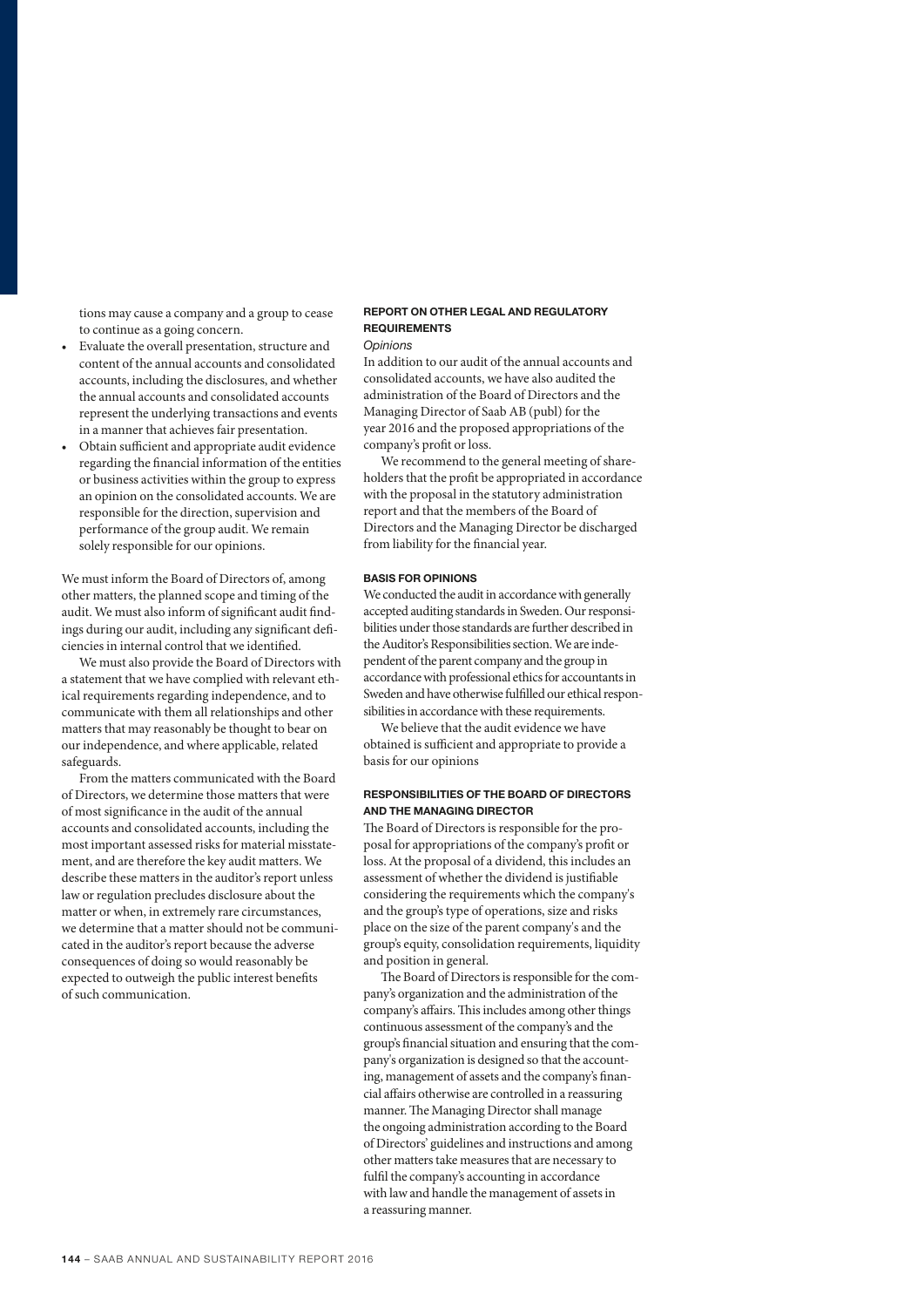tions may cause a company and a group to cease to continue as a going concern.

- Evaluate the overall presentation, structure and content of the annual accounts and consolidated accounts, including the disclosures, and whether the annual accounts and consolidated accounts represent the underlying transactions and events in a manner that achieves fair presentation.
- Obtain sufficient and appropriate audit evidence regarding the financial information of the entities or business activities within the group to express an opinion on the consolidated accounts. We are responsible for the direction, supervision and performance of the group audit. We remain solely responsible for our opinions.

We must inform the Board of Directors of, among other matters, the planned scope and timing of the audit. We must also inform of significant audit findings during our audit, including any significant deficiencies in internal control that we identified.

We must also provide the Board of Directors with a statement that we have complied with relevant ethical requirements regarding independence, and to communicate with them all relationships and other matters that may reasonably be thought to bear on our independence, and where applicable, related safeguards.

From the matters communicated with the Board of Directors, we determine those matters that were of most significance in the audit of the annual accounts and consolidated accounts, including the most important assessed risks for material misstatement, and are therefore the key audit matters. We describe these matters in the auditor's report unless law or regulation precludes disclosure about the matter or when, in extremely rare circumstances, we determine that a matter should not be communicated in the auditor's report because the adverse consequences of doing so would reasonably be expected to outweigh the public interest benefits of such communication.

## REPORT ON OTHER LEGAL AND REGULATORY REQUIREMENTS

*Opinions*

In addition to our audit of the annual accounts and consolidated accounts, we have also audited the administration of the Board of Directors and the Managing Director of Saab AB (publ) for the year 2016 and the proposed appropriations of the company's profit or loss.

We recommend to the general meeting of shareholders that the profit be appropriated in accordance with the proposal in the statutory administration report and that the members of the Board of Directors and the Managing Director be discharged from liability for the financial year.

### BASIS FOR OPINIONS

We conducted the audit in accordance with generally accepted auditing standards in Sweden. Our responsibilities under those standards are further described in the Auditor's Responsibilities section. We are independent of the parent company and the group in accordance with professional ethics for accountants in Sweden and have otherwise fulfilled our ethical responsibilities in accordance with these requirements.

We believe that the audit evidence we have obtained is sufficient and appropriate to provide a basis for our opinions

### RESPONSIBILITIES OF THE BOARD OF DIRECTORS AND THE MANAGING DIRECTOR

The Board of Directors is responsible for the proposal for appropriations of the company's profit or loss. At the proposal of a dividend, this includes an assessment of whether the dividend is justifiable considering the requirements which the company's and the group's type of operations, size and risks place on the size of the parent company's and the group's equity, consolidation requirements, liquidity and position in general.

The Board of Directors is responsible for the company's organization and the administration of the company's affairs. This includes among other things continuous assessment of the company's and the group's financial situation and ensuring that the company's organization is designed so that the accounting, management of assets and the company's financial affairs otherwise are controlled in a reassuring manner. The Managing Director shall manage the ongoing administration according to the Board of Directors' guidelines and instructions and among other matters take measures that are necessary to fulfil the company's accounting in accordance with law and handle the management of assets in a reassuring manner.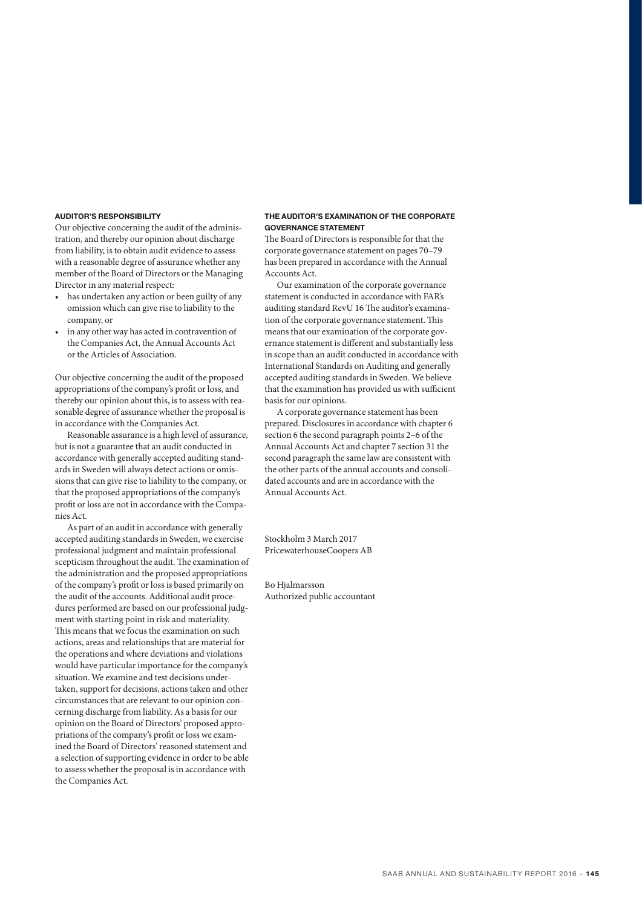### AUDITOR'S RESPONSIBILITY

Our objective concerning the audit of the administration, and thereby our opinion about discharge from liability, is to obtain audit evidence to assess with a reasonable degree of assurance whether any member of the Board of Directors or the Managing Director in any material respect:

- has undertaken any action or been guilty of any omission which can give rise to liability to the company, or
- in any other way has acted in contravention of the Companies Act, the Annual Accounts Act or the Articles of Association.

Our objective concerning the audit of the proposed appropriations of the company's profit or loss, and thereby our opinion about this, is to assess with reasonable degree of assurance whether the proposal is in accordance with the Companies Act.

Reasonable assurance is a high level of assurance, but is not a guarantee that an audit conducted in accordance with generally accepted auditing standards in Sweden will always detect actions or omissions that can give rise to liability to the company, or that the proposed appropriations of the company's profit or loss are not in accordance with the Companies Act.

As part of an audit in accordance with generally accepted auditing standards in Sweden, we exercise professional judgment and maintain professional scepticism throughout the audit. The examination of the administration and the proposed appropriations of the company's profit or loss is based primarily on the audit of the accounts. Additional audit procedures performed are based on our professional judgment with starting point in risk and materiality. This means that we focus the examination on such actions, areas and relationships that are material for the operations and where deviations and violations would have particular importance for the company's situation. We examine and test decisions undertaken, support for decisions, actions taken and other circumstances that are relevant to our opinion concerning discharge from liability. As a basis for our opinion on the Board of Directors' proposed appropriations of the company's profit or loss we examined the Board of Directors' reasoned statement and a selection of supporting evidence in order to be able to assess whether the proposal is in accordance with the Companies Act.

### THE AUDITOR'S EXAMINATION OF THE CORPORATE GOVERNANCE STATEMENT

The Board of Directors is responsible for that the corporate governance statement on pages 70–79 has been prepared in accordance with the Annual Accounts Act.

Our examination of the corporate governance statement is conducted in accordance with FAR's auditing standard RevU 16 The auditor's examination of the corporate governance statement. This means that our examination of the corporate governance statement is different and substantially less in scope than an audit conducted in accordance with International Standards on Auditing and generally accepted auditing standards in Sweden. We believe that the examination has provided us with sufficient basis for our opinions.

A corporate governance statement has been prepared. Disclosures in accordance with chapter 6 section 6 the second paragraph points 2–6 of the Annual Accounts Act and chapter 7 section 31 the second paragraph the same law are consistent with the other parts of the annual accounts and consolidated accounts and are in accordance with the Annual Accounts Act.

Stockholm 3 March 2017
PricewaterhouseCoopers AB

Bo Hjalmarsson
Authorized public accountant